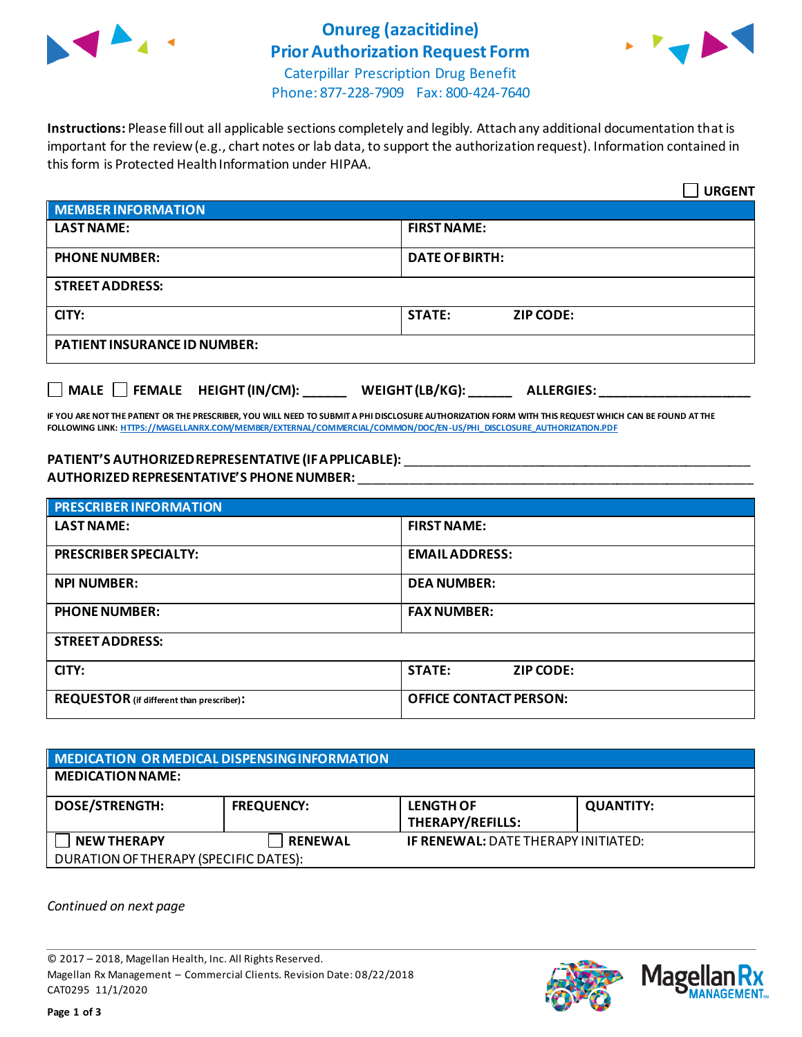# Onureg (azacitidine) Prior Authorization Request Form

Caterpillar Prescription Drug Benefit
Phone: 877-228-7909 Fax: 800-424-7640

**Instructions:** Please fill out all applicable sections completely and legibly. Attach any additional documentation that is important for the review (e.g., chart notes or lab data, to support the authorization request). Information contained in this form is Protected Health Information under HIPAA.

☐ **URGENT**

| MEMBER INFORMATION | |
|---|---|
| **LAST NAME:** | **FIRST NAME:** |
| **PHONE NUMBER:** | **DATE OF BIRTH:** |
| **STREET ADDRESS:** | |
| **CITY:** | **STATE:** **ZIP CODE:** |
| **PATIENT INSURANCE ID NUMBER:** | |

☐ **MALE** ☐ **FEMALE** **HEIGHT (IN/CM):** ______ **WEIGHT (LB/KG):** ______ **ALLERGIES:** ____________________

**IF YOU ARE NOT THE PATIENT OR THE PRESCRIBER, YOU WILL NEED TO SUBMIT A PHI DISCLOSURE AUTHORIZATION FORM WITH THIS REQUEST WHICH CAN BE FOUND AT THE FOLLOWING LINK: HTTPS://MAGELLANRX.COM/MEMBER/EXTERNAL/COMMERCIAL/COMMON/DOC/EN-US/PHI_DISCLOSURE_AUTHORIZATION.PDF**

**PATIENT'S AUTHORIZED REPRESENTATIVE (IF APPLICABLE):** ____________________________________________
**AUTHORIZED REPRESENTATIVE'S PHONE NUMBER:** ____________________________________________

| PRESCRIBER INFORMATION | |
|---|---|
| **LAST NAME:** | **FIRST NAME:** |
| **PRESCRIBER SPECIALTY:** | **EMAIL ADDRESS:** |
| **NPI NUMBER:** | **DEA NUMBER:** |
| **PHONE NUMBER:** | **FAX NUMBER:** |
| **STREET ADDRESS:** | |
| **CITY:** | **STATE:** **ZIP CODE:** |
| **REQUESTOR** (if different than prescriber)**:** | **OFFICE CONTACT PERSON:** |

| MEDICATION OR MEDICAL DISPENSING INFORMATION | | | |
|---|---|---|---|
| **MEDICATION NAME:** | | | |
| **DOSE/STRENGTH:** | **FREQUENCY:** | **LENGTH OF THERAPY/REFILLS:** | **QUANTITY:** |
| ☐ **NEW THERAPY** | ☐ **RENEWAL** | **IF RENEWAL:** DATE THERAPY INITIATED: | |
| DURATION OF THERAPY (SPECIFIC DATES): | | | |

*Continued on next page*

© 2017 – 2018, Magellan Health, Inc. All Rights Reserved.
Magellan Rx Management – Commercial Clients. Revision Date: 08/22/2018
CAT0295 11/1/2020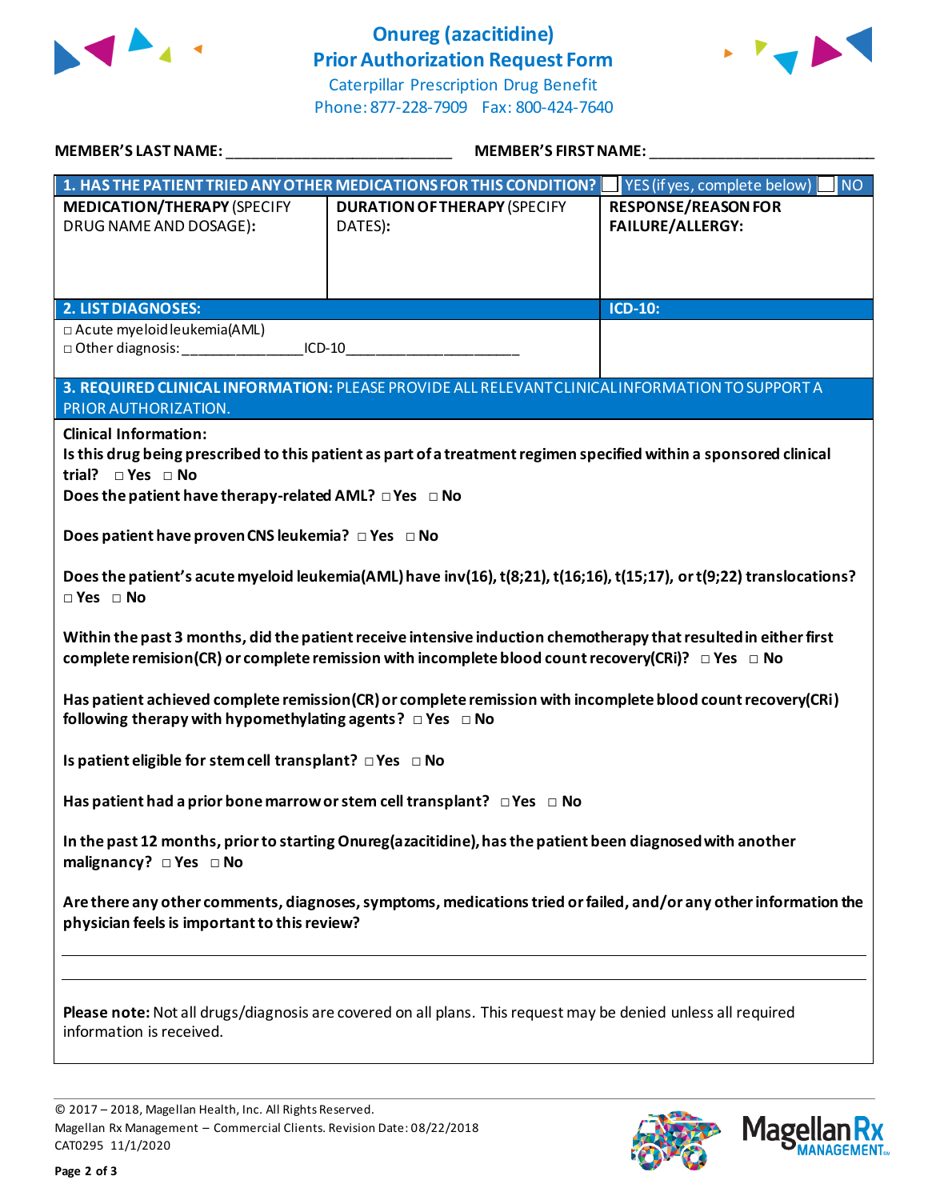# Onureg (azacitidine)
## Prior Authorization Request Form

Caterpillar Prescription Drug Benefit
Phone: 877-228-7909 Fax: 800-424-7640

**MEMBER'S LAST NAME:** ___________________________ **MEMBER'S FIRST NAME:** ___________________________

| **1. HAS THE PATIENT TRIED ANY OTHER MEDICATIONS FOR THIS CONDITION?** | ☐ YES (if yes, complete below) | ☐ NO |
|---|---|---|
| **MEDICATION/THERAPY** (SPECIFY DRUG NAME AND DOSAGE): | **DURATION OF THERAPY** (SPECIFY DATES): | **RESPONSE/REASON FOR FAILURE/ALLERGY:** |
| | | |

| **2. LIST DIAGNOSES:** | **ICD-10:** |
|---|---|
| □ Acute myeloid leukemia (AML)<br>□ Other diagnosis: _______________ICD-10_____________________ | |

**3. REQUIRED CLINICAL INFORMATION:** PLEASE PROVIDE ALL RELEVANT CLINICAL INFORMATION TO SUPPORT A PRIOR AUTHORIZATION.

**Clinical Information:**

**Is this drug being prescribed to this patient as part of a treatment regimen specified within a sponsored clinical trial?** □ Yes □ No

**Does the patient have therapy-related AML?** □ Yes □ No

**Does patient have proven CNS leukemia?** □ Yes □ No

**Does the patient's acute myeloid leukemia (AML) have inv(16), t(8;21), t(16;16), t(15;17), or t(9;22) translocations?** □ Yes □ No

**Within the past 3 months, did the patient receive intensive induction chemotherapy that resulted in either first complete remision (CR) or complete remission with incomplete blood count recovery (CRi)?** □ Yes □ No

**Has patient achieved complete remission (CR) or complete remission with incomplete blood count recovery (CRi) following therapy with hypomethylating agents?** □ Yes □ No

**Is patient eligible for stem cell transplant?** □ Yes □ No

**Has patient had a prior bone marrow or stem cell transplant?** □ Yes □ No

**In the past 12 months, prior to starting Onureg (azacitidine), has the patient been diagnosed with another malignancy?** □ Yes □ No

**Are there any other comments, diagnoses, symptoms, medications tried or failed, and/or any other information the physician feels is important to this review?**

_______________________________________________________________________________

_______________________________________________________________________________

**Please note:** Not all drugs/diagnosis are covered on all plans. This request may be denied unless all required information is received.

© 2017 – 2018, Magellan Health, Inc. All Rights Reserved.
Magellan Rx Management – Commercial Clients. Revision Date: 08/22/2018
CAT0295 11/1/2020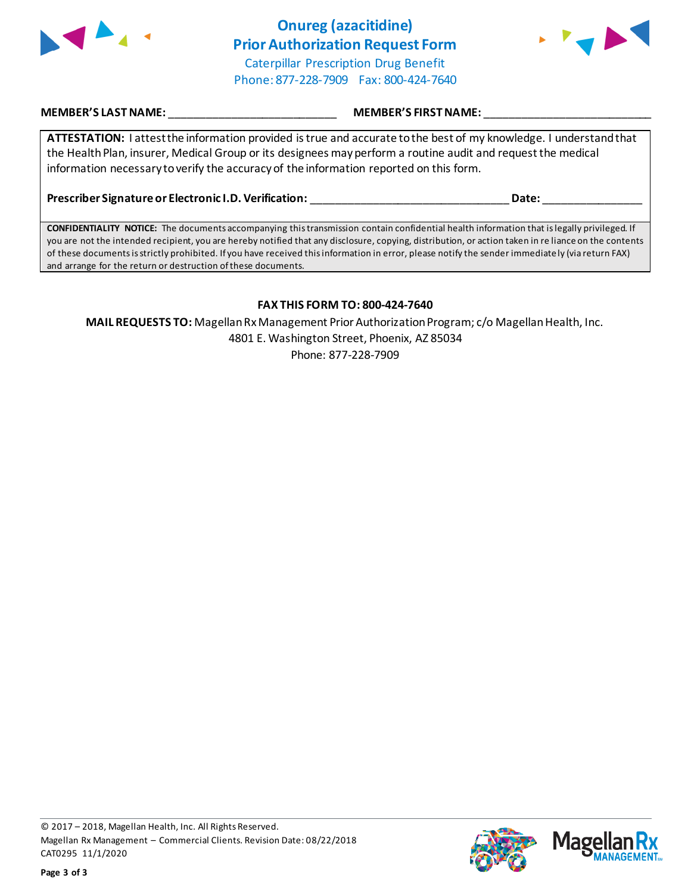# Onureg (azacitidine)
# Prior Authorization Request Form

Caterpillar Prescription Drug Benefit
Phone: 877-228-7909 Fax: 800-424-7640

**MEMBER'S LAST NAME:** ___________________________ **MEMBER'S FIRST NAME:** ___________________________

**ATTESTATION:** I attest the information provided is true and accurate to the best of my knowledge. I understand that the Health Plan, insurer, Medical Group or its designees may perform a routine audit and request the medical information necessary to verify the accuracy of the information reported on this form.

**Prescriber Signature or Electronic I.D. Verification:** ________________________________ **Date:** ________________

**CONFIDENTIALITY NOTICE:** The documents accompanying this transmission contain confidential health information that is legally privileged. If you are not the intended recipient, you are hereby notified that any disclosure, copying, distribution, or action taken in reliance on the contents of these documents is strictly prohibited. If you have received this information in error, please notify the sender immediately (via return FAX) and arrange for the return or destruction of these documents.

**FAX THIS FORM TO: 800-424-7640**

**MAIL REQUESTS TO:** Magellan Rx Management Prior Authorization Program; c/o Magellan Health, Inc.
4801 E. Washington Street, Phoenix, AZ 85034
Phone: 877-228-7909

© 2017 – 2018, Magellan Health, Inc. All Rights Reserved.
Magellan Rx Management – Commercial Clients. Revision Date: 08/22/2018
CAT0295 11/1/2020